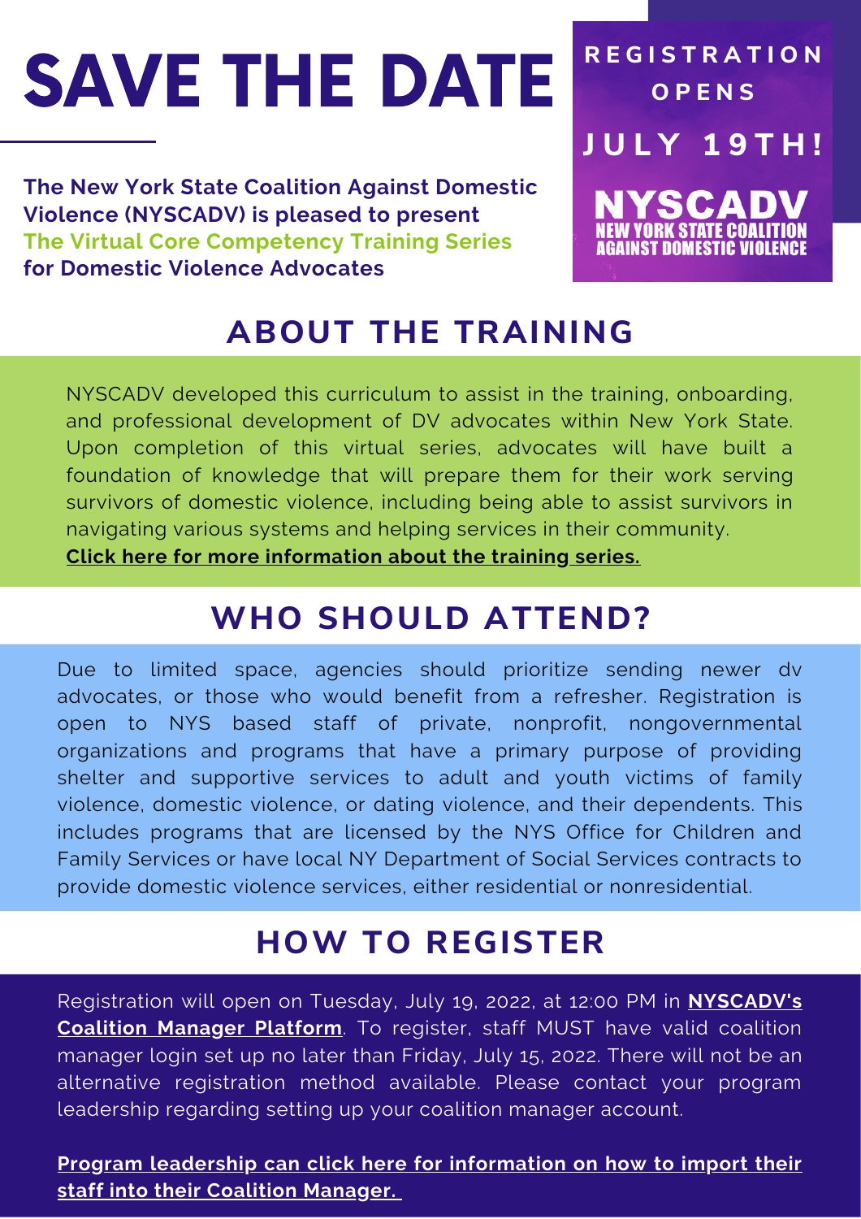# SAVE THE DATE

**REGISTRATION OPENS JULY 19TH!**

**NYSCADV NEW YORK STATE COALITION AGAINST DOMESTIC VIOLENCE**

**The New York State Coalition Against Domestic Violence (NYSCADV) is pleased to present The Virtual Core Competency Training Series for Domestic Violence Advocates**

## ABOUT THE TRAINING

NYSCADV developed this curriculum to assist in the training, onboarding, and professional development of DV advocates within New York State. Upon completion of this virtual series, advocates will have built a foundation of knowledge that will prepare them for their work serving survivors of domestic violence, including being able to assist survivors in navigating various systems and helping services in their community.

**Click here for more information about the training series.**

## WHO SHOULD ATTEND?

Due to limited space, agencies should prioritize sending newer dv advocates, or those who would benefit from a refresher. Registration is open to NYS based staff of private, nonprofit, nongovernmental organizations and programs that have a primary purpose of providing shelter and supportive services to adult and youth victims of family violence, domestic violence, or dating violence, and their dependents. This includes programs that are licensed by the NYS Office for Children and Family Services or have local NY Department of Social Services contracts to provide domestic violence services, either residential or nonresidential.

## HOW TO REGISTER

Registration will open on Tuesday, July 19, 2022, at 12:00 PM in **NYSCADV's Coalition Manager Platform**. To register, staff MUST have valid coalition manager login set up no later than Friday, July 15, 2022. There will not be an alternative registration method available. Please contact your program leadership regarding setting up your coalition manager account.

**Program leadership can click here for information on how to import their staff into their Coalition Manager.**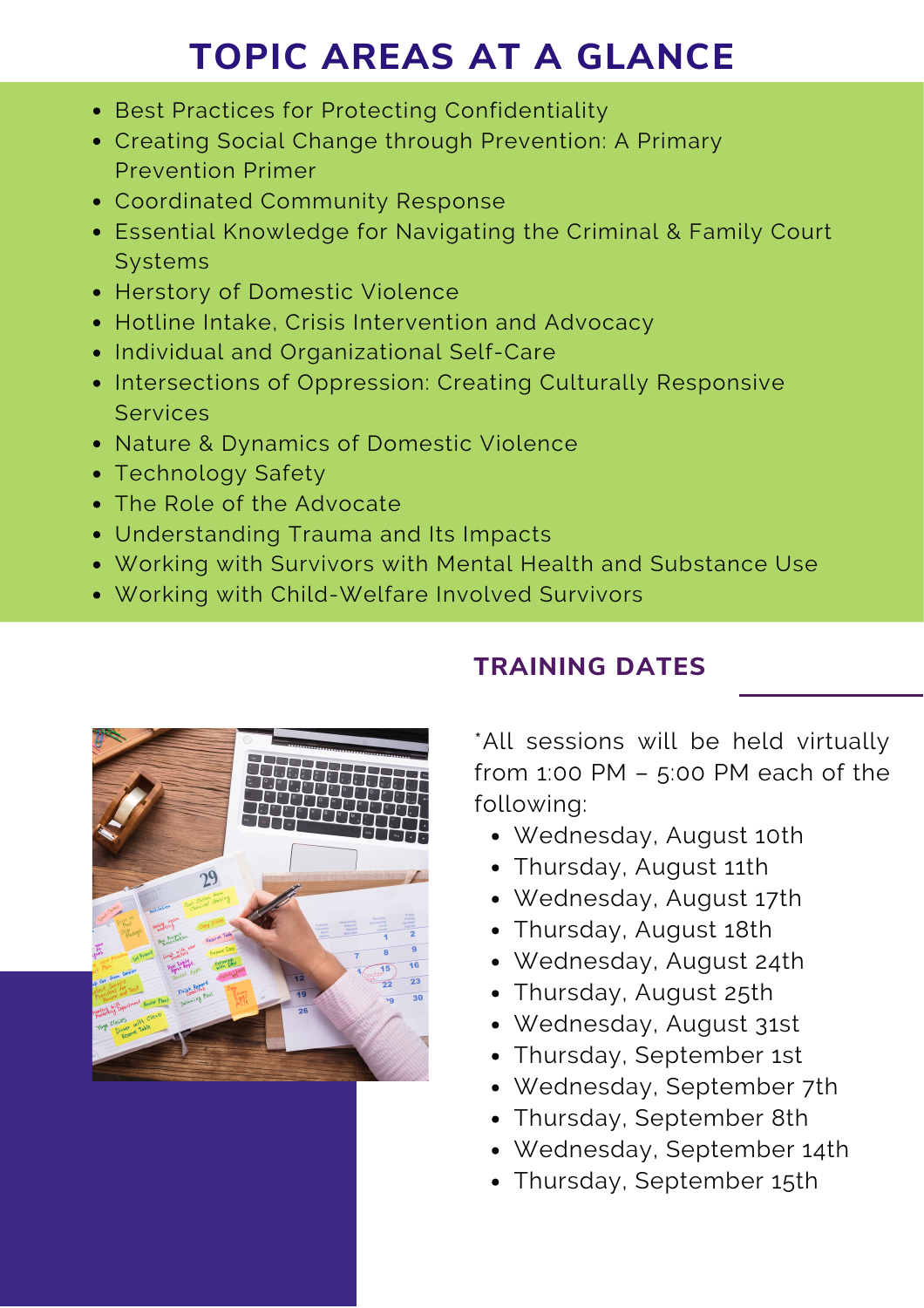# TOPIC AREAS AT A GLANCE

- Best Practices for Protecting Confidentiality
- Creating Social Change through Prevention: A Primary Prevention Primer
- Coordinated Community Response
- Essential Knowledge for Navigating the Criminal & Family Court Systems
- Herstory of Domestic Violence
- Hotline Intake, Crisis Intervention and Advocacy
- Individual and Organizational Self-Care
- Intersections of Oppression: Creating Culturally Responsive Services
- Nature & Dynamics of Domestic Violence
- Technology Safety
- The Role of the Advocate
- Understanding Trauma and Its Impacts
- Working with Survivors with Mental Health and Substance Use
- Working with Child-Welfare Involved Survivors

## TRAINING DATES

*All sessions will be held virtually from 1:00 PM – 5:00 PM each of the following:

- Wednesday, August 10th
- Thursday, August 11th
- Wednesday, August 17th
- Thursday, August 18th
- Wednesday, August 24th
- Thursday, August 25th
- Wednesday, August 31st
- Thursday, September 1st
- Wednesday, September 7th
- Thursday, September 8th
- Wednesday, September 14th
- Thursday, September 15th